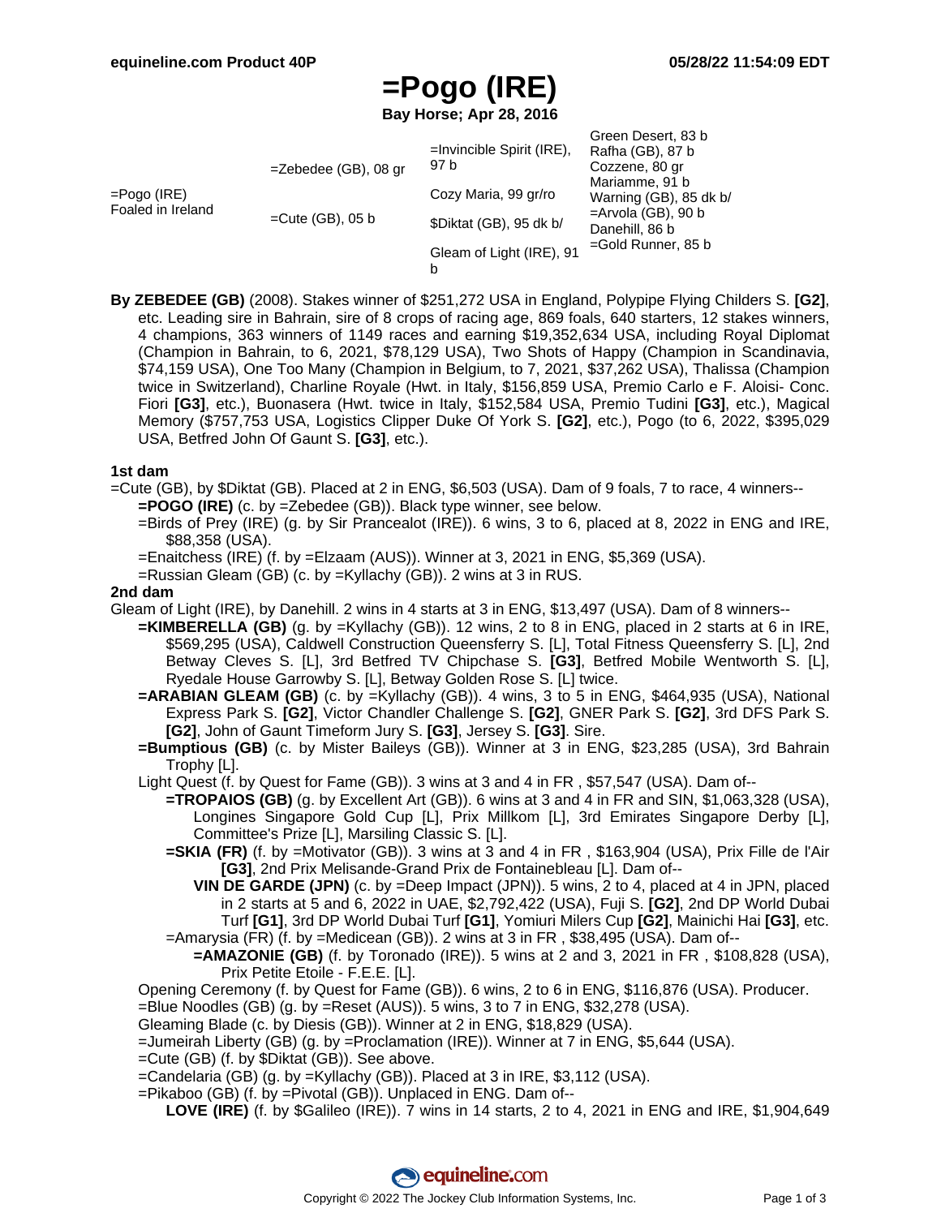# =Pogo (IRE)

**Bay Horse; Apr 28, 2016**

| | | | |
|---|---|---|---|
| =Pogo (IRE) Foaled in Ireland | =Zebedee (GB), 08 gr | =Invincible Spirit (IRE), 97 b | Green Desert, 83 b |
| | | | Rafha (GB), 87 b |
| | | Cozy Maria, 99 gr/ro | Cozzene, 80 gr |
| | | | Mariamme, 91 b |
| | =Cute (GB), 05 b | $Diktat (GB), 95 dk b/ | Warning (GB), 85 dk b/ |
| | | | =Arvola (GB), 90 b |
| | | Gleam of Light (IRE), 91 b | Danehill, 86 b |
| | | | =Gold Runner, 85 b |

**By ZEBEDEE (GB)** (2008). Stakes winner of $251,272 USA in England, Polypipe Flying Childers S. **[G2]**, etc. Leading sire in Bahrain, sire of 8 crops of racing age, 869 foals, 640 starters, 12 stakes winners, 4 champions, 363 winners of 1149 races and earning $19,352,634 USA, including Royal Diplomat (Champion in Bahrain, to 6, 2021, $78,129 USA), Two Shots of Happy (Champion in Scandinavia, $74,159 USA), One Too Many (Champion in Belgium, to 7, 2021, $37,262 USA), Thalissa (Champion twice in Switzerland), Charline Royale (Hwt. in Italy, $156,859 USA, Premio Carlo e F. Aloisi- Conc. Fiori **[G3]**, etc.), Buonasera (Hwt. twice in Italy, $152,584 USA, Premio Tudini **[G3]**, etc.), Magical Memory ($757,753 USA, Logistics Clipper Duke Of York S. **[G2]**, etc.), Pogo (to 6, 2022, $395,029 USA, Betfred John Of Gaunt S. **[G3]**, etc.).

**1st dam**

=Cute (GB), by $Diktat (GB). Placed at 2 in ENG, $6,503 (USA). Dam of 9 foals, 7 to race, 4 winners--

- **=POGO (IRE)** (c. by =Zebedee (GB)). Black type winner, see below.
- =Birds of Prey (IRE) (g. by Sir Prancealot (IRE)). 6 wins, 3 to 6, placed at 8, 2022 in ENG and IRE, $88,358 (USA).
- =Enaitchess (IRE) (f. by =Elzaam (AUS)). Winner at 3, 2021 in ENG, $5,369 (USA).
- =Russian Gleam (GB) (c. by =Kyllachy (GB)). 2 wins at 3 in RUS.

**2nd dam**

Gleam of Light (IRE), by Danehill. 2 wins in 4 starts at 3 in ENG, $13,497 (USA). Dam of 8 winners--

- **=KIMBERELLA (GB)** (g. by =Kyllachy (GB)). 12 wins, 2 to 8 in ENG, placed in 2 starts at 6 in IRE, $569,295 (USA), Caldwell Construction Queensferry S. [L], Total Fitness Queensferry S. [L], 2nd Betway Cleves S. [L], 3rd Betfred TV Chipchase S. **[G3]**, Betfred Mobile Wentworth S. [L], Ryedale House Garrowby S. [L], Betway Golden Rose S. [L] twice.
- **=ARABIAN GLEAM (GB)** (c. by =Kyllachy (GB)). 4 wins, 3 to 5 in ENG, $464,935 (USA), National Express Park S. **[G2]**, Victor Chandler Challenge S. **[G2]**, GNER Park S. **[G2]**, 3rd DFS Park S. **[G2]**, John of Gaunt Timeform Jury S. **[G3]**, Jersey S. **[G3]**. Sire.
- **=Bumptious (GB)** (c. by Mister Baileys (GB)). Winner at 3 in ENG, $23,285 (USA), 3rd Bahrain Trophy [L].
- Light Quest (f. by Quest for Fame (GB)). 3 wins at 3 and 4 in FR , $57,547 (USA). Dam of--
  - **=TROPAIOS (GB)** (g. by Excellent Art (GB)). 6 wins at 3 and 4 in FR and SIN, $1,063,328 (USA), Longines Singapore Gold Cup [L], Prix Millkom [L], 3rd Emirates Singapore Derby [L], Committee's Prize [L], Marsiling Classic S. [L].
  - **=SKIA (FR)** (f. by =Motivator (GB)). 3 wins at 3 and 4 in FR , $163,904 (USA), Prix Fille de l'Air **[G3]**, 2nd Prix Melisande-Grand Prix de Fontainebleau [L]. Dam of--
    - **VIN DE GARDE (JPN)** (c. by =Deep Impact (JPN)). 5 wins, 2 to 4, placed at 4 in JPN, placed in 2 starts at 5 and 6, 2022 in UAE, $2,792,422 (USA), Fuji S. **[G2]**, 2nd DP World Dubai Turf **[G1]**, 3rd DP World Dubai Turf **[G1]**, Yomiuri Milers Cup **[G2]**, Mainichi Hai **[G3]**, etc.
  - =Amarysia (FR) (f. by =Medicean (GB)). 2 wins at 3 in FR , $38,495 (USA). Dam of--
    - **=AMAZONIE (GB)** (f. by Toronado (IRE)). 5 wins at 2 and 3, 2021 in FR , $108,828 (USA), Prix Petite Etoile - F.E.E. [L].
- Opening Ceremony (f. by Quest for Fame (GB)). 6 wins, 2 to 6 in ENG, $116,876 (USA). Producer.
- =Blue Noodles (GB) (g. by =Reset (AUS)). 5 wins, 3 to 7 in ENG, $32,278 (USA).
- Gleaming Blade (c. by Diesis (GB)). Winner at 2 in ENG, $18,829 (USA).
- =Jumeirah Liberty (GB) (g. by =Proclamation (IRE)). Winner at 7 in ENG, $5,644 (USA).
- =Cute (GB) (f. by $Diktat (GB)). See above.
- =Candelaria (GB) (g. by =Kyllachy (GB)). Placed at 3 in IRE, $3,112 (USA).
- =Pikaboo (GB) (f. by =Pivotal (GB)). Unplaced in ENG. Dam of--
  - **LOVE (IRE)** (f. by $Galileo (IRE)). 7 wins in 14 starts, 2 to 4, 2021 in ENG and IRE, $1,904,649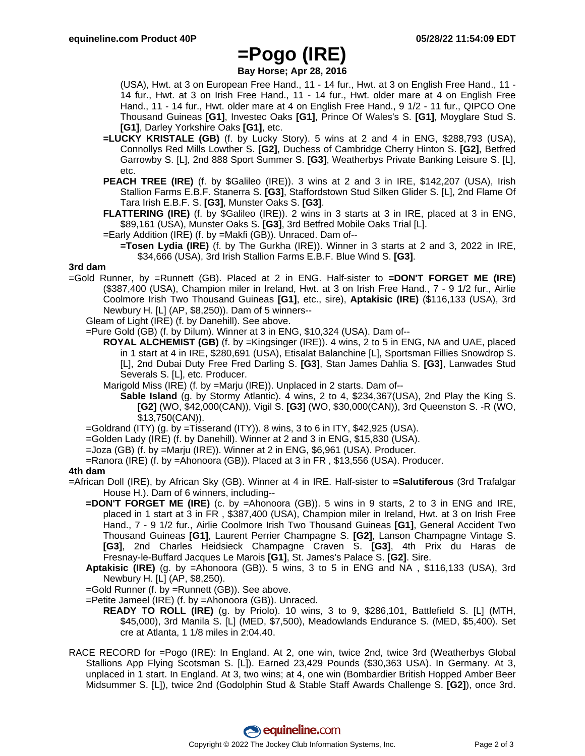# =Pogo (IRE)

**Bay Horse; Apr 28, 2016**

(USA), Hwt. at 3 on European Free Hand., 11 - 14 fur., Hwt. at 3 on English Free Hand., 11 - 14 fur., Hwt. at 3 on Irish Free Hand., 11 - 14 fur., Hwt. older mare at 4 on English Free Hand., 11 - 14 fur., Hwt. older mare at 4 on English Free Hand., 9 1/2 - 11 fur., QIPCO One Thousand Guineas **[G1]**, Investec Oaks **[G1]**, Prince Of Wales's S. **[G1]**, Moyglare Stud S. **[G1]**, Darley Yorkshire Oaks **[G1]**, etc.

**=LUCKY KRISTALE (GB)** (f. by Lucky Story). 5 wins at 2 and 4 in ENG, $288,793 (USA), Connollys Red Mills Lowther S. **[G2]**, Duchess of Cambridge Cherry Hinton S. **[G2]**, Betfred Garrowby S. [L], 2nd 888 Sport Summer S. **[G3]**, Weatherbys Private Banking Leisure S. [L], etc.

**PEACH TREE (IRE)** (f. by $Galileo (IRE)). 3 wins at 2 and 3 in IRE, $142,207 (USA), Irish Stallion Farms E.B.F. Stanerra S. **[G3]**, Staffordstown Stud Silken Glider S. [L], 2nd Flame Of Tara Irish E.B.F. S. **[G3]**, Munster Oaks S. **[G3]**.

**FLATTERING (IRE)** (f. by $Galileo (IRE)). 2 wins in 3 starts at 3 in IRE, placed at 3 in ENG, $89,161 (USA), Munster Oaks S. **[G3]**, 3rd Betfred Mobile Oaks Trial [L].

=Early Addition (IRE) (f. by =Makfi (GB)). Unraced. Dam of--

**=Tosen Lydia (IRE)** (f. by The Gurkha (IRE)). Winner in 3 starts at 2 and 3, 2022 in IRE, $34,666 (USA), 3rd Irish Stallion Farms E.B.F. Blue Wind S. **[G3]**.

### 3rd dam

=Gold Runner, by =Runnett (GB). Placed at 2 in ENG. Half-sister to **=DON'T FORGET ME (IRE)** ($387,400 (USA), Champion miler in Ireland, Hwt. at 3 on Irish Free Hand., 7 - 9 1/2 fur., Airlie Coolmore Irish Two Thousand Guineas **[G1]**, etc., sire), **Aptakisic (IRE)** ($116,133 (USA), 3rd Newbury H. [L] (AP, $8,250)). Dam of 5 winners--

Gleam of Light (IRE) (f. by Danehill). See above.

=Pure Gold (GB) (f. by Dilum). Winner at 3 in ENG, $10,324 (USA). Dam of--

**ROYAL ALCHEMIST (GB)** (f. by =Kingsinger (IRE)). 4 wins, 2 to 5 in ENG, NA and UAE, placed in 1 start at 4 in IRE, $280,691 (USA), Etisalat Balanchine [L], Sportsman Fillies Snowdrop S. [L], 2nd Dubai Duty Free Fred Darling S. **[G3]**, Stan James Dahlia S. **[G3]**, Lanwades Stud Severals S. [L], etc. Producer.

Marigold Miss (IRE) (f. by =Marju (IRE)). Unplaced in 2 starts. Dam of--

**Sable Island** (g. by Stormy Atlantic). 4 wins, 2 to 4, $234,367(USA), 2nd Play the King S. **[G2]** (WO, $42,000(CAN)), Vigil S. **[G3]** (WO, $30,000(CAN)), 3rd Queenston S. -R (WO, $13,750(CAN)).

=Goldrand (ITY) (g. by =Tisserand (ITY)). 8 wins, 3 to 6 in ITY, $42,925 (USA).

=Golden Lady (IRE) (f. by Danehill). Winner at 2 and 3 in ENG, $15,830 (USA).

=Joza (GB) (f. by =Marju (IRE)). Winner at 2 in ENG, $6,961 (USA). Producer.

=Ranora (IRE) (f. by =Ahonoora (GB)). Placed at 3 in FR , $13,556 (USA). Producer.

### 4th dam

=African Doll (IRE), by African Sky (GB). Winner at 4 in IRE. Half-sister to **=Salutiferous** (3rd Trafalgar House H.). Dam of 6 winners, including--

**=DON'T FORGET ME (IRE)** (c. by =Ahonoora (GB)). 5 wins in 9 starts, 2 to 3 in ENG and IRE, placed in 1 start at 3 in FR , $387,400 (USA), Champion miler in Ireland, Hwt. at 3 on Irish Free Hand., 7 - 9 1/2 fur., Airlie Coolmore Irish Two Thousand Guineas **[G1]**, General Accident Two Thousand Guineas **[G1]**, Laurent Perrier Champagne S. **[G2]**, Lanson Champagne Vintage S. **[G3]**, 2nd Charles Heidsieck Champagne Craven S. **[G3]**, 4th Prix du Haras de Fresnay-le-Buffard Jacques Le Marois **[G1]**, St. James's Palace S. **[G2]**. Sire.

**Aptakisic (IRE)** (g. by =Ahonoora (GB)). 5 wins, 3 to 5 in ENG and NA , $116,133 (USA), 3rd Newbury H. [L] (AP, $8,250).

=Gold Runner (f. by =Runnett (GB)). See above.

=Petite Jameel (IRE) (f. by =Ahonoora (GB)). Unraced.

**READY TO ROLL (IRE)** (g. by Priolo). 10 wins, 3 to 9, $286,101, Battlefield S. [L] (MTH, $45,000), 3rd Manila S. [L] (MED, $7,500), Meadowlands Endurance S. (MED, $5,400). Set cre at Atlanta, 1 1/8 miles in 2:04.40.

RACE RECORD for =Pogo (IRE): In England. At 2, one win, twice 2nd, twice 3rd (Weatherbys Global Stallions App Flying Scotsman S. [L]). Earned 23,429 Pounds ($30,363 USA). In Germany. At 3, unplaced in 1 start. In England. At 3, two wins; at 4, one win (Bombardier British Hopped Amber Beer Midsummer S. [L]), twice 2nd (Godolphin Stud & Stable Staff Awards Challenge S. **[G2]**), once 3rd.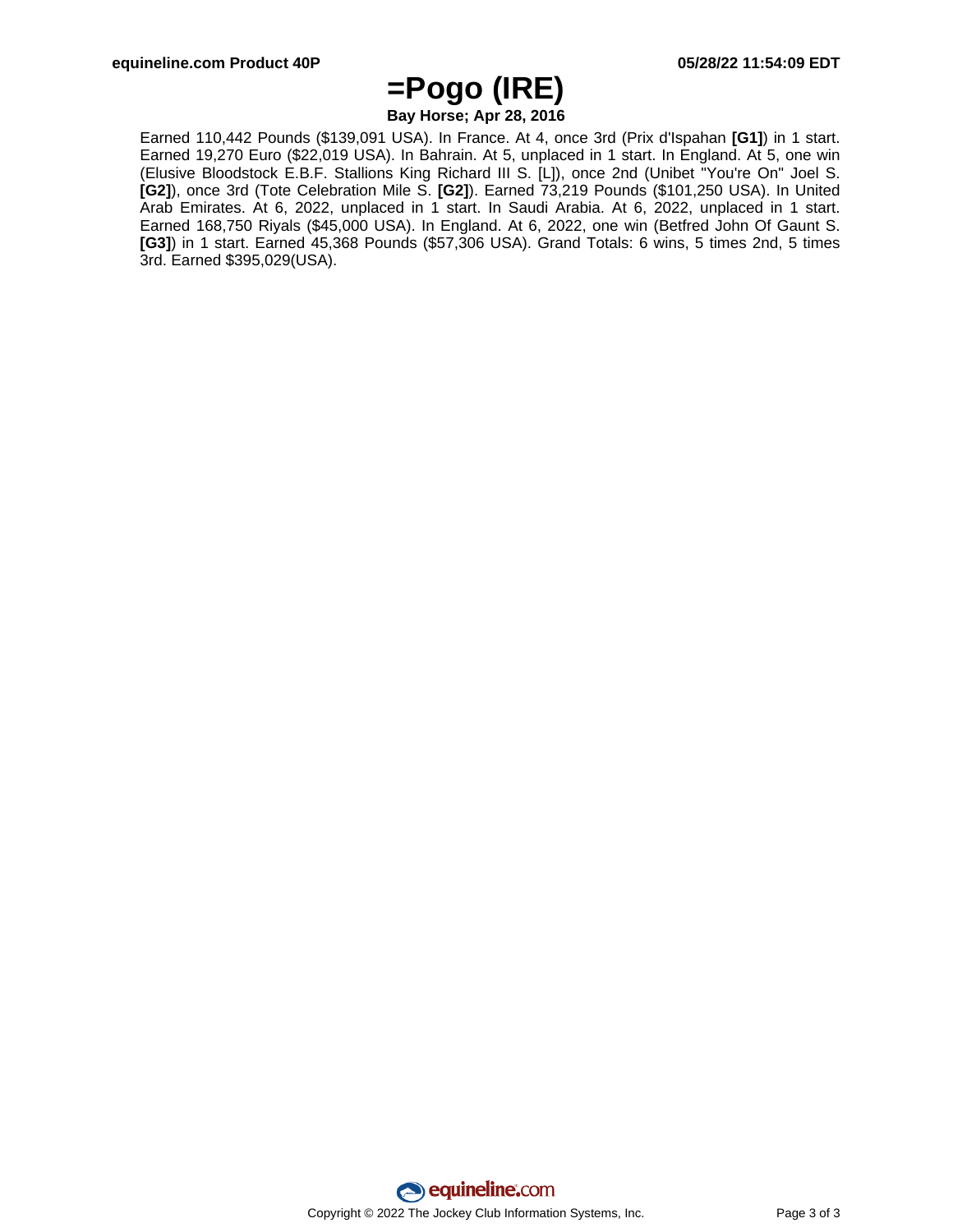# =Pogo (IRE)

**Bay Horse; Apr 28, 2016**

Earned 110,442 Pounds ($139,091 USA). In France. At 4, once 3rd (Prix d'Ispahan **[G1]**) in 1 start. Earned 19,270 Euro ($22,019 USA). In Bahrain. At 5, unplaced in 1 start. In England. At 5, one win (Elusive Bloodstock E.B.F. Stallions King Richard III S. [L]), once 2nd (Unibet "You're On" Joel S. **[G2]**), once 3rd (Tote Celebration Mile S. **[G2]**). Earned 73,219 Pounds ($101,250 USA). In United Arab Emirates. At 6, 2022, unplaced in 1 start. In Saudi Arabia. At 6, 2022, unplaced in 1 start. Earned 168,750 Riyals ($45,000 USA). In England. At 6, 2022, one win (Betfred John Of Gaunt S. **[G3]**) in 1 start. Earned 45,368 Pounds ($57,306 USA). Grand Totals: 6 wins, 5 times 2nd, 5 times 3rd. Earned $395,029(USA).